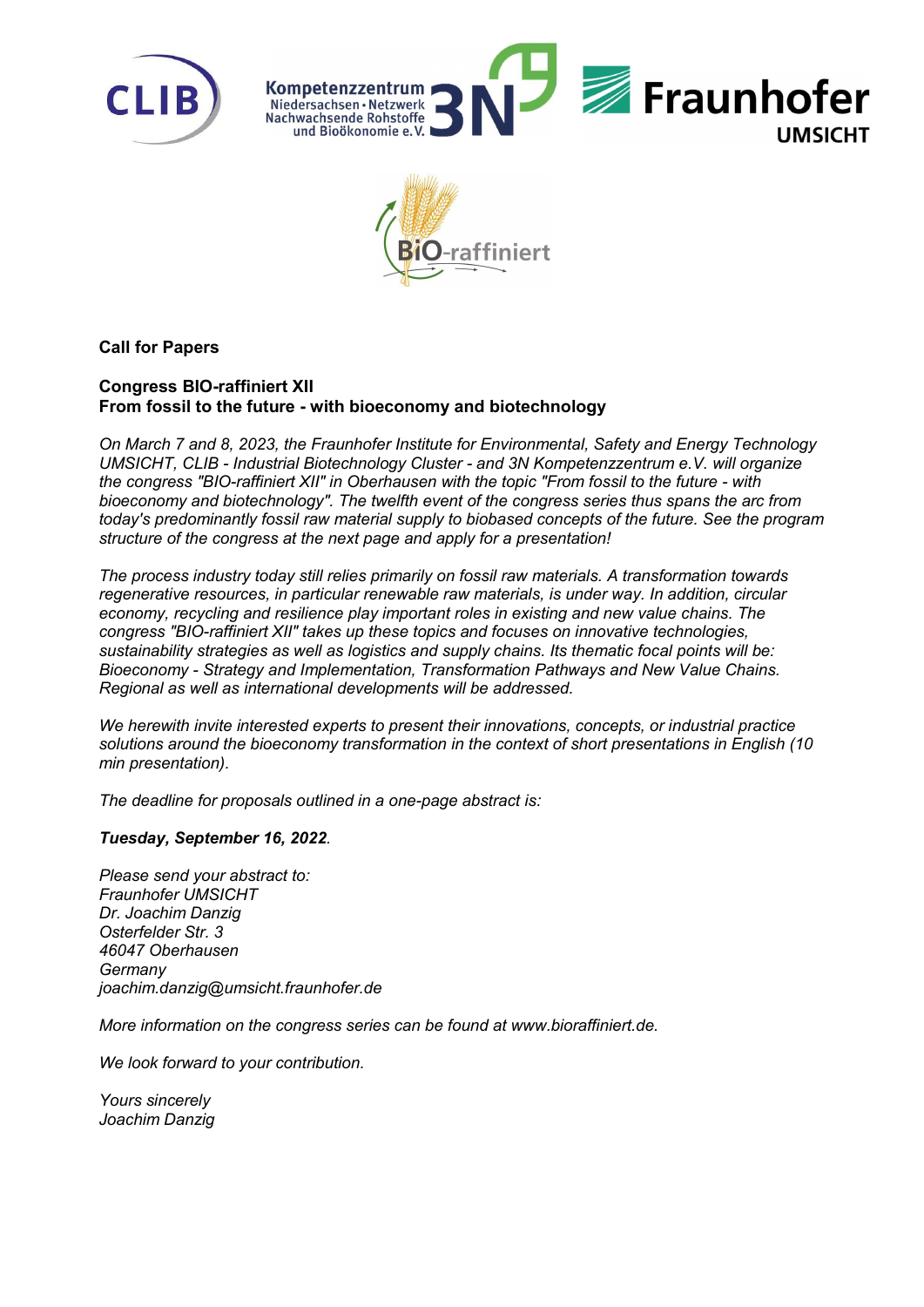**Call for Papers**

**Congress BIO-raffiniert XII**
**From fossil to the future - with bioeconomy and biotechnology**

*On March 7 and 8, 2023, the Fraunhofer Institute for Environmental, Safety and Energy Technology UMSICHT, CLIB - Industrial Biotechnology Cluster - and 3N Kompetenzzentrum e.V. will organize the congress "BIO-raffiniert XII" in Oberhausen with the topic "From fossil to the future - with bioeconomy and biotechnology". The twelfth event of the congress series thus spans the arc from today's predominantly fossil raw material supply to biobased concepts of the future. See the program structure of the congress at the next page and apply for a presentation!*

*The process industry today still relies primarily on fossil raw materials. A transformation towards regenerative resources, in particular renewable raw materials, is under way. In addition, circular economy, recycling and resilience play important roles in existing and new value chains. The congress "BIO-raffiniert XII" takes up these topics and focuses on innovative technologies, sustainability strategies as well as logistics and supply chains. Its thematic focal points will be: Bioeconomy - Strategy and Implementation, Transformation Pathways and New Value Chains. Regional as well as international developments will be addressed.*

*We herewith invite interested experts to present their innovations, concepts, or industrial practice solutions around the bioeconomy transformation in the context of short presentations in English (10 min presentation).*

*The deadline for proposals outlined in a one-page abstract is:*

***Tuesday, September 16, 2022**.*

*Please send your abstract to:*
*Fraunhofer UMSICHT*
*Dr. Joachim Danzig*
*Osterfelder Str. 3*
*46047 Oberhausen*
*Germany*
*joachim.danzig@umsicht.fraunhofer.de*

*More information on the congress series can be found at www.bioraffiniert.de.*

*We look forward to your contribution.*

*Yours sincerely*
*Joachim Danzig*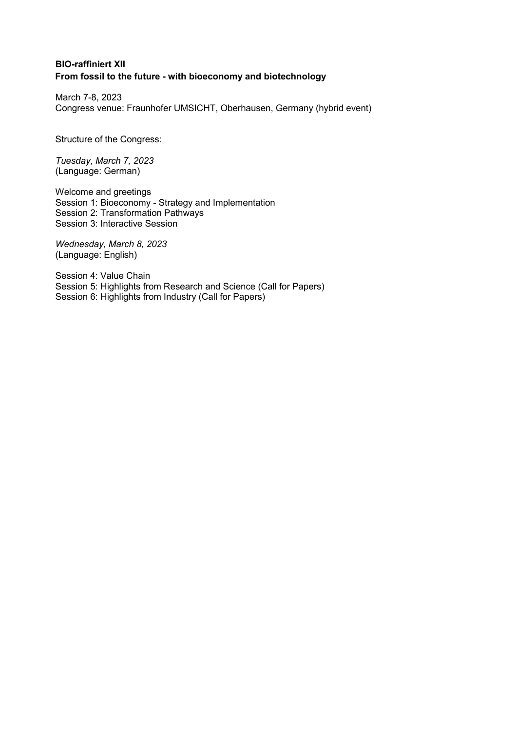**BIO-raffiniert XII**
**From fossil to the future - with bioeconomy and biotechnology**

March 7-8, 2023
Congress venue: Fraunhofer UMSICHT, Oberhausen, Germany (hybrid event)

Structure of the Congress:

*Tuesday, March 7, 2023*
(Language: German)

Welcome and greetings
Session 1: Bioeconomy - Strategy and Implementation
Session 2: Transformation Pathways
Session 3: Interactive Session

*Wednesday, March 8, 2023*
(Language: English)

Session 4: Value Chain
Session 5: Highlights from Research and Science (Call for Papers)
Session 6: Highlights from Industry (Call for Papers)